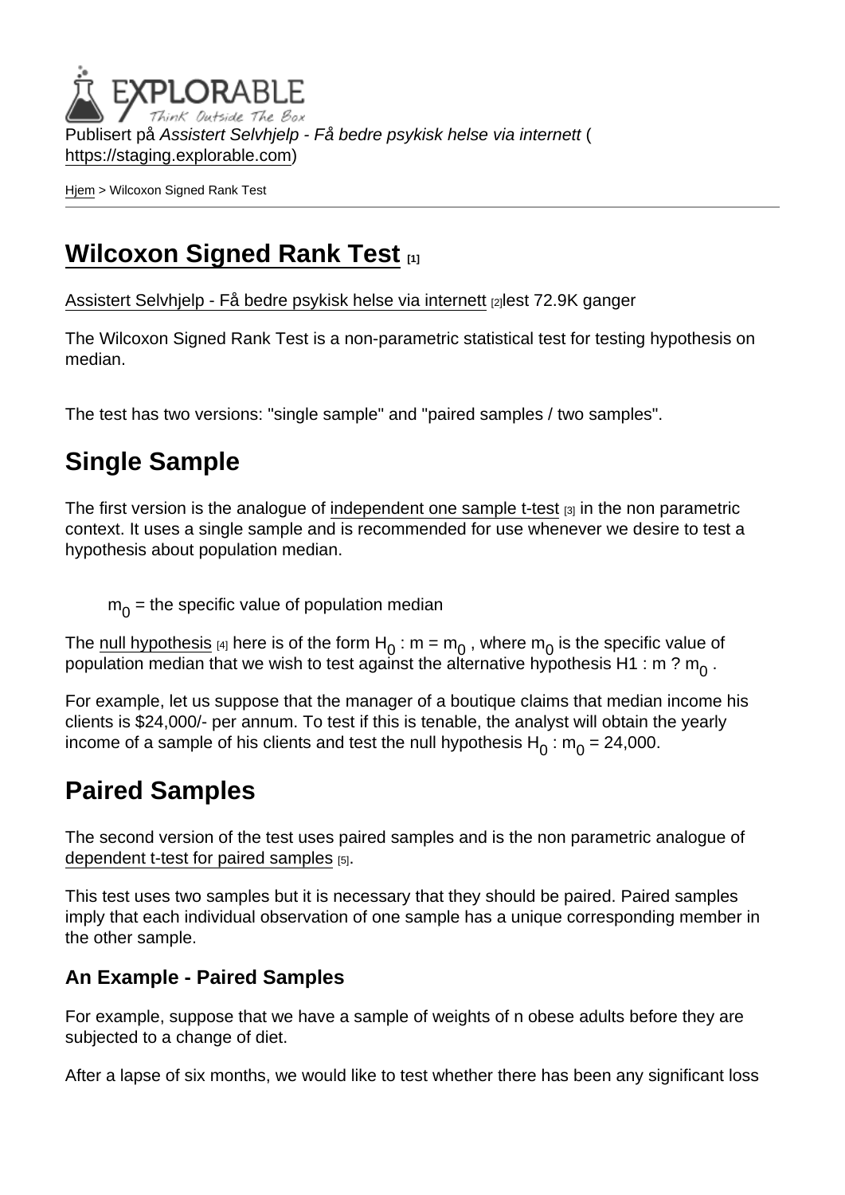Publisert på *Assistert Selvhjelp - Få bedre psykisk helse via internett* ( https://staging.explorable.com)

Hjem > Wilcoxon Signed Rank Test

# Wilcoxon Signed Rank Test [1]

Assistert Selvhjelp - Få bedre psykisk helse via internett [2]lest 72.9K ganger

The Wilcoxon Signed Rank Test is a non-parametric statistical test for testing hypothesis on median.

The test has two versions: "single sample" and "paired samples / two samples".

## Single Sample

The first version is the analogue of independent one sample t-test [3] in the non parametric context. It uses a single sample and is recommended for use whenever we desire to test a hypothesis about population median.

$m_0$ = the specific value of population median

The null hypothesis [4] here is of the form $H_0 : m = m_0$ , where $m_0$ is the specific value of population median that we wish to test against the alternative hypothesis H1 : m ? $m_0$ .

For example, let us suppose that the manager of a boutique claims that median income his clients is $24,000/- per annum. To test if this is tenable, the analyst will obtain the yearly income of a sample of his clients and test the null hypothesis $H_0 : m_0 = 24,000$.

## Paired Samples

The second version of the test uses paired samples and is the non parametric analogue of dependent t-test for paired samples [5].

This test uses two samples but it is necessary that they should be paired. Paired samples imply that each individual observation of one sample has a unique corresponding member in the other sample.

### An Example - Paired Samples

For example, suppose that we have a sample of weights of n obese adults before they are subjected to a change of diet.

After a lapse of six months, we would like to test whether there has been any significant loss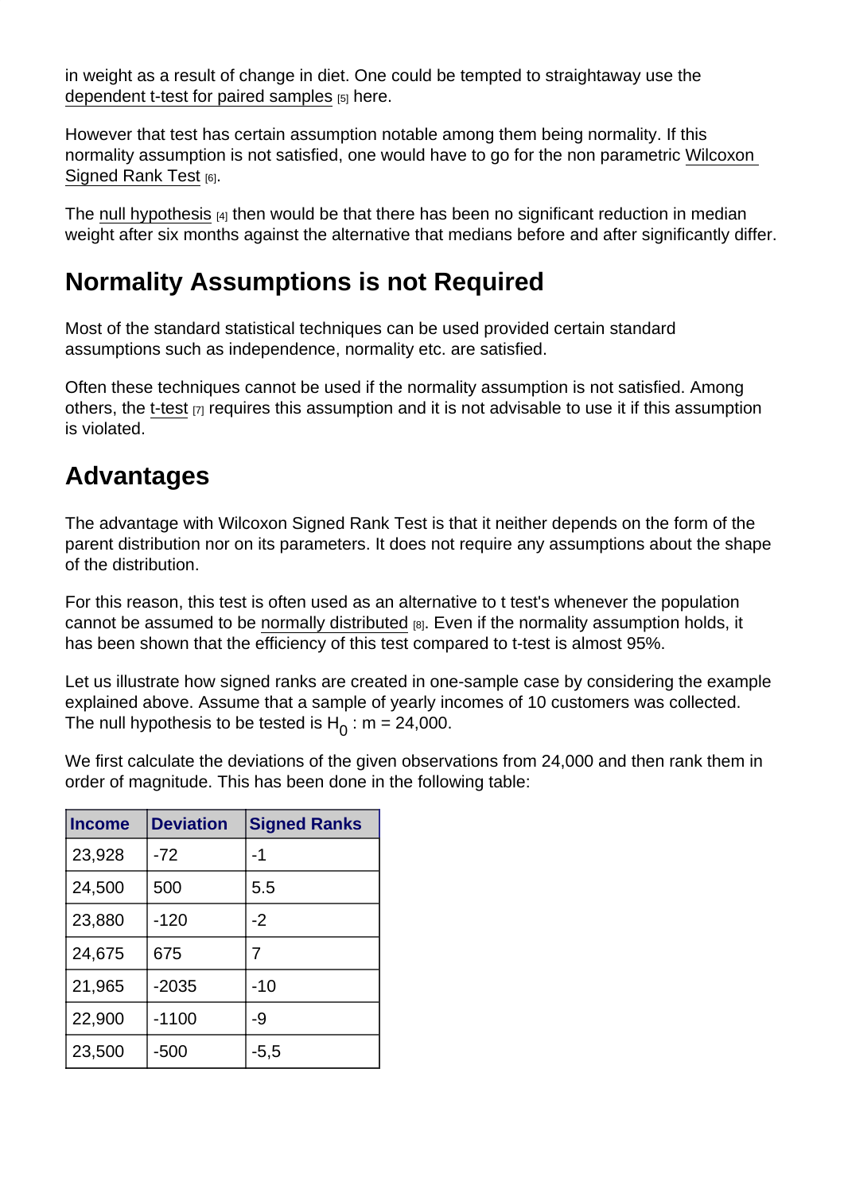in weight as a result of change in diet. One could be tempted to straightaway use the dependent t-test for paired samples [5] here.

However that test has certain assumption notable among them being normality. If this normality assumption is not satisfied, one would have to go for the non parametric Wilcoxon Signed Rank Test [6].

The null hypothesis [4] then would be that there has been no significant reduction in median weight after six months against the alternative that medians before and after significantly differ.

## Normality Assumptions is not Required

Most of the standard statistical techniques can be used provided certain standard assumptions such as independence, normality etc. are satisfied.

Often these techniques cannot be used if the normality assumption is not satisfied. Among others, the t-test [7] requires this assumption and it is not advisable to use it if this assumption is violated.

## Advantages

The advantage with Wilcoxon Signed Rank Test is that it neither depends on the form of the parent distribution nor on its parameters. It does not require any assumptions about the shape of the distribution.

For this reason, this test is often used as an alternative to t test's whenever the population cannot be assumed to be normally distributed [8]. Even if the normality assumption holds, it has been shown that the efficiency of this test compared to t-test is almost 95%.

Let us illustrate how signed ranks are created in one-sample case by considering the example explained above. Assume that a sample of yearly incomes of 10 customers was collected. The null hypothesis to be tested is $H_0$ : m = 24,000.

We first calculate the deviations of the given observations from 24,000 and then rank them in order of magnitude. This has been done in the following table:

| Income | Deviation | Signed Ranks |
|---|---|---|
| 23,928 | -72 | -1 |
| 24,500 | 500 | 5.5 |
| 23,880 | -120 | -2 |
| 24,675 | 675 | 7 |
| 21,965 | -2035 | -10 |
| 22,900 | -1100 | -9 |
| 23,500 | -500 | -5,5 |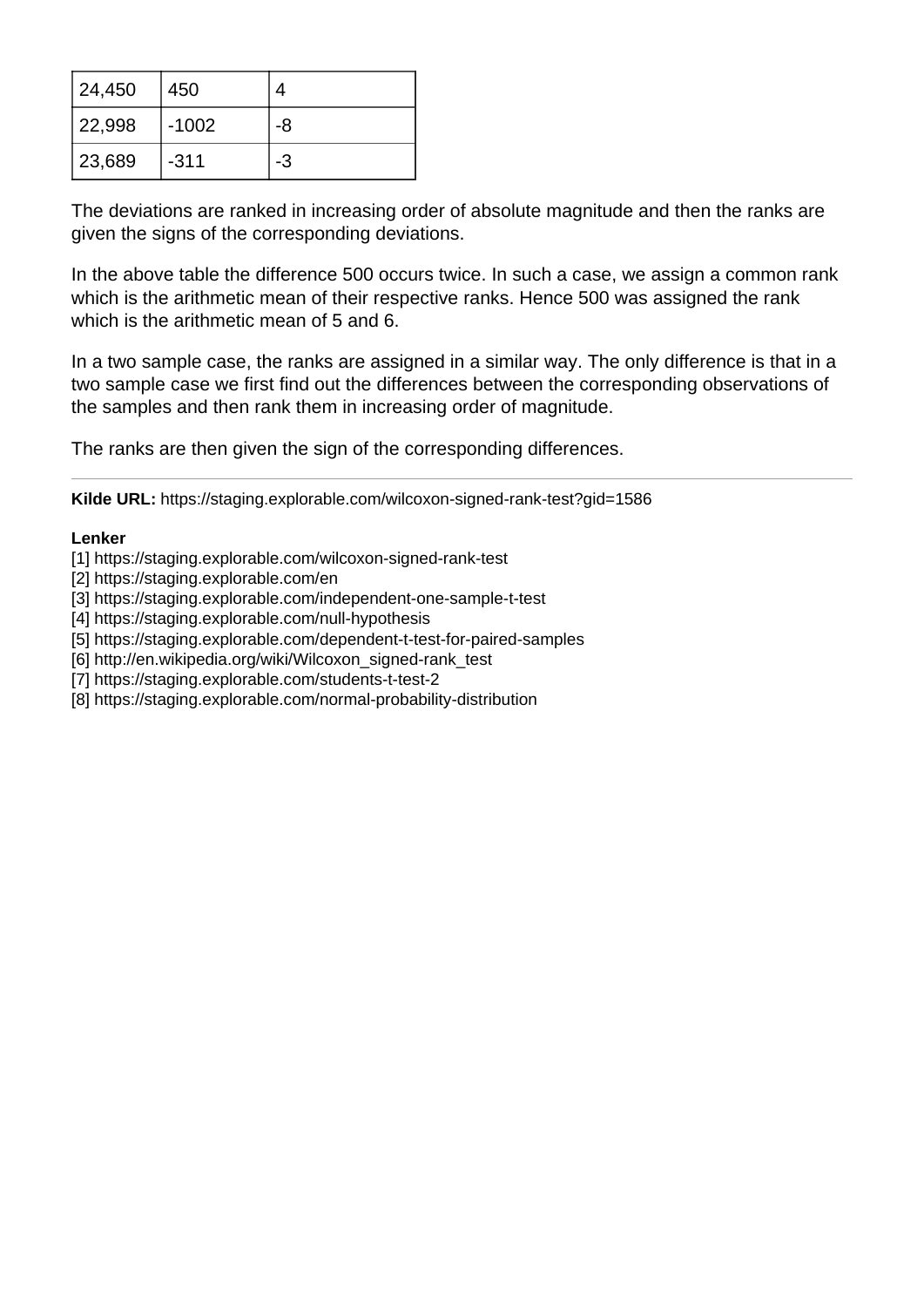| | | |
|---|---|---|
| 24,450 | 450 | 4 |
| 22,998 | -1002 | -8 |
| 23,689 | -311 | -3 |

The deviations are ranked in increasing order of absolute magnitude and then the ranks are given the signs of the corresponding deviations.

In the above table the difference 500 occurs twice. In such a case, we assign a common rank which is the arithmetic mean of their respective ranks. Hence 500 was assigned the rank which is the arithmetic mean of 5 and 6.

In a two sample case, the ranks are assigned in a similar way. The only difference is that in a two sample case we first find out the differences between the corresponding observations of the samples and then rank them in increasing order of magnitude.

The ranks are then given the sign of the corresponding differences.

---

**Kilde URL:** https://staging.explorable.com/wilcoxon-signed-rank-test?gid=1586

**Lenker**
[1] https://staging.explorable.com/wilcoxon-signed-rank-test
[2] https://staging.explorable.com/en
[3] https://staging.explorable.com/independent-one-sample-t-test
[4] https://staging.explorable.com/null-hypothesis
[5] https://staging.explorable.com/dependent-t-test-for-paired-samples
[6] http://en.wikipedia.org/wiki/Wilcoxon_signed-rank_test
[7] https://staging.explorable.com/students-t-test-2
[8] https://staging.explorable.com/normal-probability-distribution